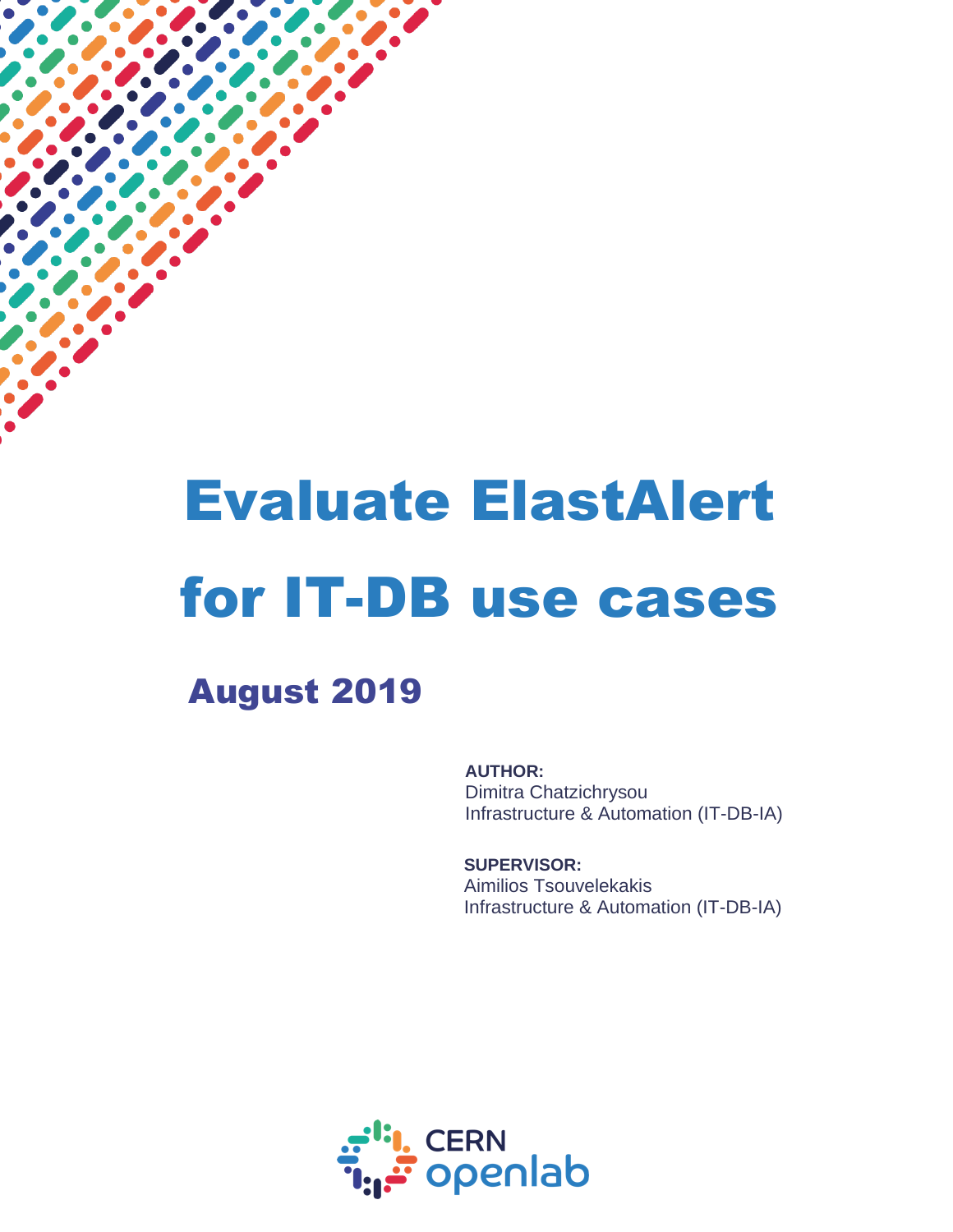# Evaluate ElastAlert for IT-DB use cases

## August 2019

**AUTHOR:**
Dimitra Chatzichrysou
Infrastructure & Automation (IT-DB-IA)

**SUPERVISOR:**
Aimilios Tsouvelekakis
Infrastructure & Automation (IT-DB-IA)

CERN openlab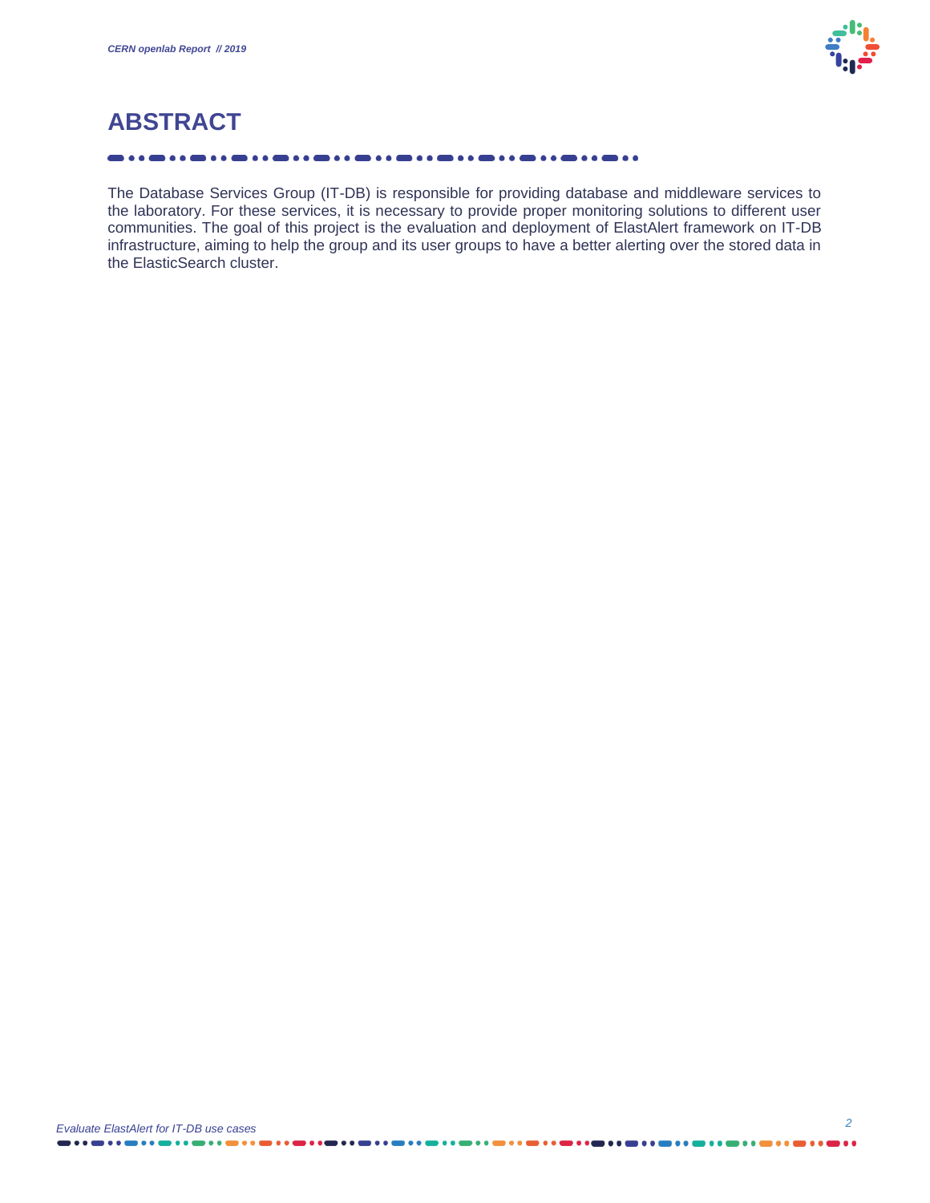# ABSTRACT

The Database Services Group (IT-DB) is responsible for providing database and middleware services to the laboratory. For these services, it is necessary to provide proper monitoring solutions to different user communities. The goal of this project is the evaluation and deployment of ElastAlert framework on IT-DB infrastructure, aiming to help the group and its user groups to have a better alerting over the stored data in the ElasticSearch cluster.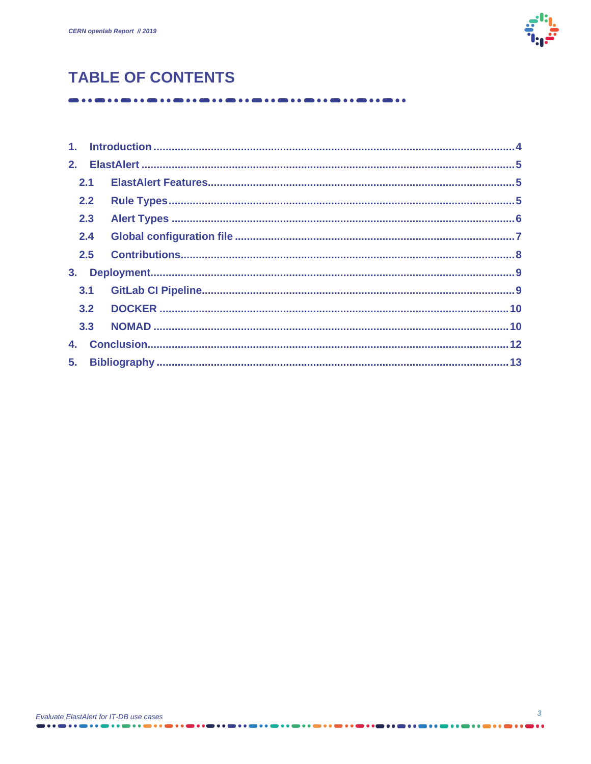# TABLE OF CONTENTS

1. Introduction ........................................................................................................4
2. ElastAlert ............................................................................................................5
   - 2.1 ElastAlert Features..........................................................................................5
   - 2.2 Rule Types.......................................................................................................5
   - 2.3 Alert Types ......................................................................................................6
   - 2.4 Global configuration file .................................................................................7
   - 2.5 Contributions...................................................................................................8
3. Deployment..........................................................................................................9
   - 3.1 GitLab CI Pipeline............................................................................................9
   - 3.2 DOCKER .........................................................................................................10
   - 3.3 NOMAD ..........................................................................................................10
4. Conclusion..........................................................................................................12
5. Bibliography .......................................................................................................13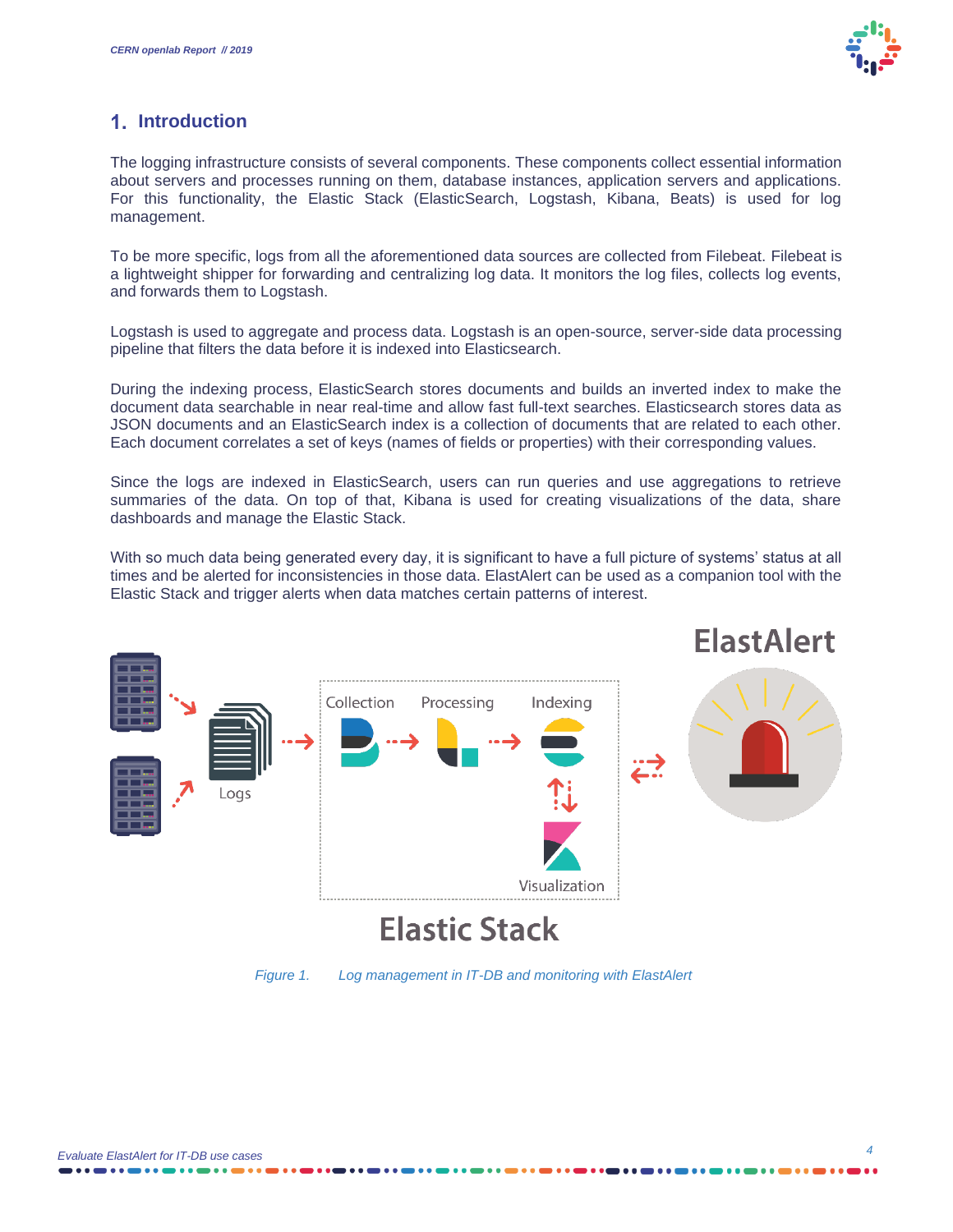# 1. Introduction

The logging infrastructure consists of several components. These components collect essential information about servers and processes running on them, database instances, application servers and applications. For this functionality, the Elastic Stack (ElasticSearch, Logstash, Kibana, Beats) is used for log management.

To be more specific, logs from all the aforementioned data sources are collected from Filebeat. Filebeat is a lightweight shipper for forwarding and centralizing log data. It monitors the log files, collects log events, and forwards them to Logstash.

Logstash is used to aggregate and process data. Logstash is an open-source, server-side data processing pipeline that filters the data before it is indexed into Elasticsearch.

During the indexing process, ElasticSearch stores documents and builds an inverted index to make the document data searchable in near real-time and allow fast full-text searches. Elasticsearch stores data as JSON documents and an ElasticSearch index is a collection of documents that are related to each other. Each document correlates a set of keys (names of fields or properties) with their corresponding values.

Since the logs are indexed in ElasticSearch, users can run queries and use aggregations to retrieve summaries of the data. On top of that, Kibana is used for creating visualizations of the data, share dashboards and manage the Elastic Stack.

With so much data being generated every day, it is significant to have a full picture of systems' status at all times and be alerted for inconsistencies in those data. ElastAlert can be used as a companion tool with the Elastic Stack and trigger alerts when data matches certain patterns of interest.

*Figure 1. Log management in IT-DB and monitoring with ElastAlert*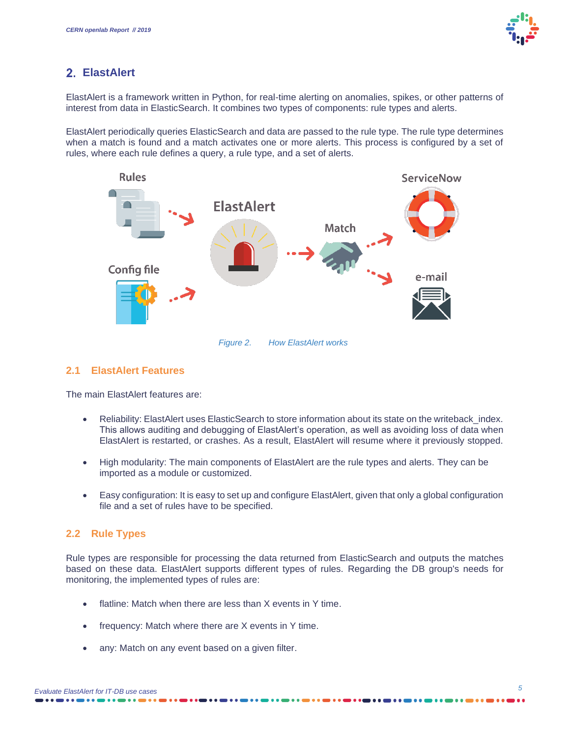## 2. ElastAlert

ElastAlert is a framework written in Python, for real-time alerting on anomalies, spikes, or other patterns of interest from data in ElasticSearch. It combines two types of components: rule types and alerts.

ElastAlert periodically queries ElasticSearch and data are passed to the rule type. The rule type determines when a match is found and a match activates one or more alerts. This process is configured by a set of rules, where each rule defines a query, a rule type, and a set of alerts.

*Figure 2. How ElastAlert works*

### 2.1 ElastAlert Features

The main ElastAlert features are:

- Reliability: ElastAlert uses ElasticSearch to store information about its state on the writeback_index. This allows auditing and debugging of ElastAlert's operation, as well as avoiding loss of data when ElastAlert is restarted, or crashes. As a result, ElastAlert will resume where it previously stopped.
- High modularity: The main components of ElastAlert are the rule types and alerts. They can be imported as a module or customized.
- Easy configuration: It is easy to set up and configure ElastAlert, given that only a global configuration file and a set of rules have to be specified.

### 2.2 Rule Types

Rule types are responsible for processing the data returned from ElasticSearch and outputs the matches based on these data. ElastAlert supports different types of rules. Regarding the DB group's needs for monitoring, the implemented types of rules are:

- flatline: Match when there are less than X events in Y time.
- frequency: Match where there are X events in Y time.
- any: Match on any event based on a given filter.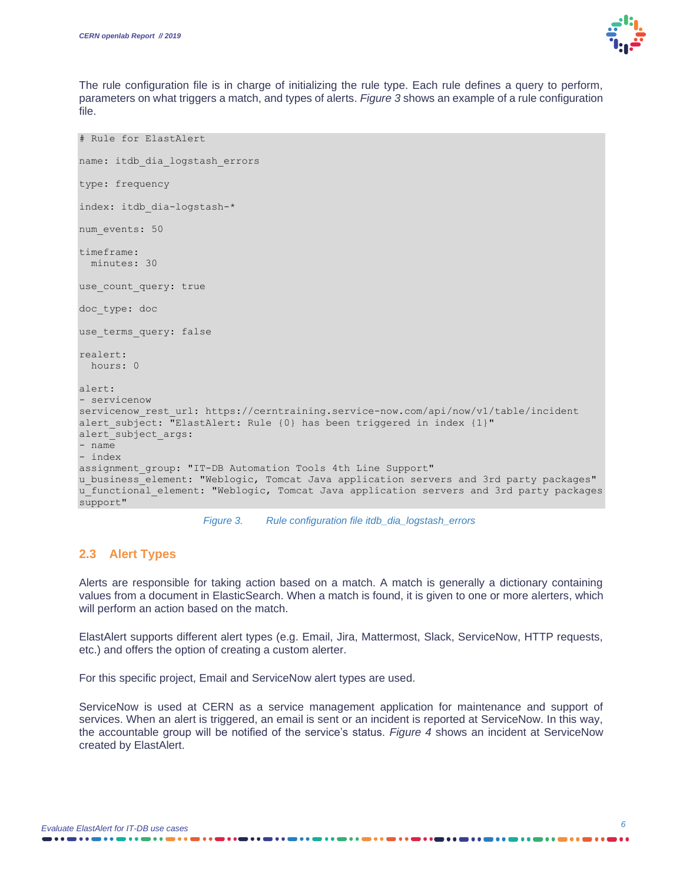The rule configuration file is in charge of initializing the rule type. Each rule defines a query to perform, parameters on what triggers a match, and types of alerts. *Figure 3* shows an example of a rule configuration file.

```
# Rule for ElastAlert

name: itdb_dia_logstash_errors

type: frequency

index: itdb_dia-logstash-*

num_events: 50

timeframe:
  minutes: 30

use_count_query: true

doc_type: doc

use_terms_query: false

realert:
  hours: 0

alert:
- servicenow
servicenow_rest_url: https://cerntraining.service-now.com/api/now/v1/table/incident
alert_subject: "ElastAlert: Rule {0} has been triggered in index {1}"
alert_subject_args:
- name
- index
assignment_group: "IT-DB Automation Tools 4th Line Support"
u_business_element: "Weblogic, Tomcat Java application servers and 3rd party packages"
u_functional_element: "Weblogic, Tomcat Java application servers and 3rd party packages
support"
```

*Figure 3. Rule configuration file itdb_dia_logstash_errors*

## 2.3 Alert Types

Alerts are responsible for taking action based on a match. A match is generally a dictionary containing values from a document in ElasticSearch. When a match is found, it is given to one or more alerters, which will perform an action based on the match.

ElastAlert supports different alert types (e.g. Email, Jira, Mattermost, Slack, ServiceNow, HTTP requests, etc.) and offers the option of creating a custom alerter.

For this specific project, Email and ServiceNow alert types are used.

ServiceNow is used at CERN as a service management application for maintenance and support of services. When an alert is triggered, an email is sent or an incident is reported at ServiceNow. In this way, the accountable group will be notified of the service's status. *Figure 4* shows an incident at ServiceNow created by ElastAlert.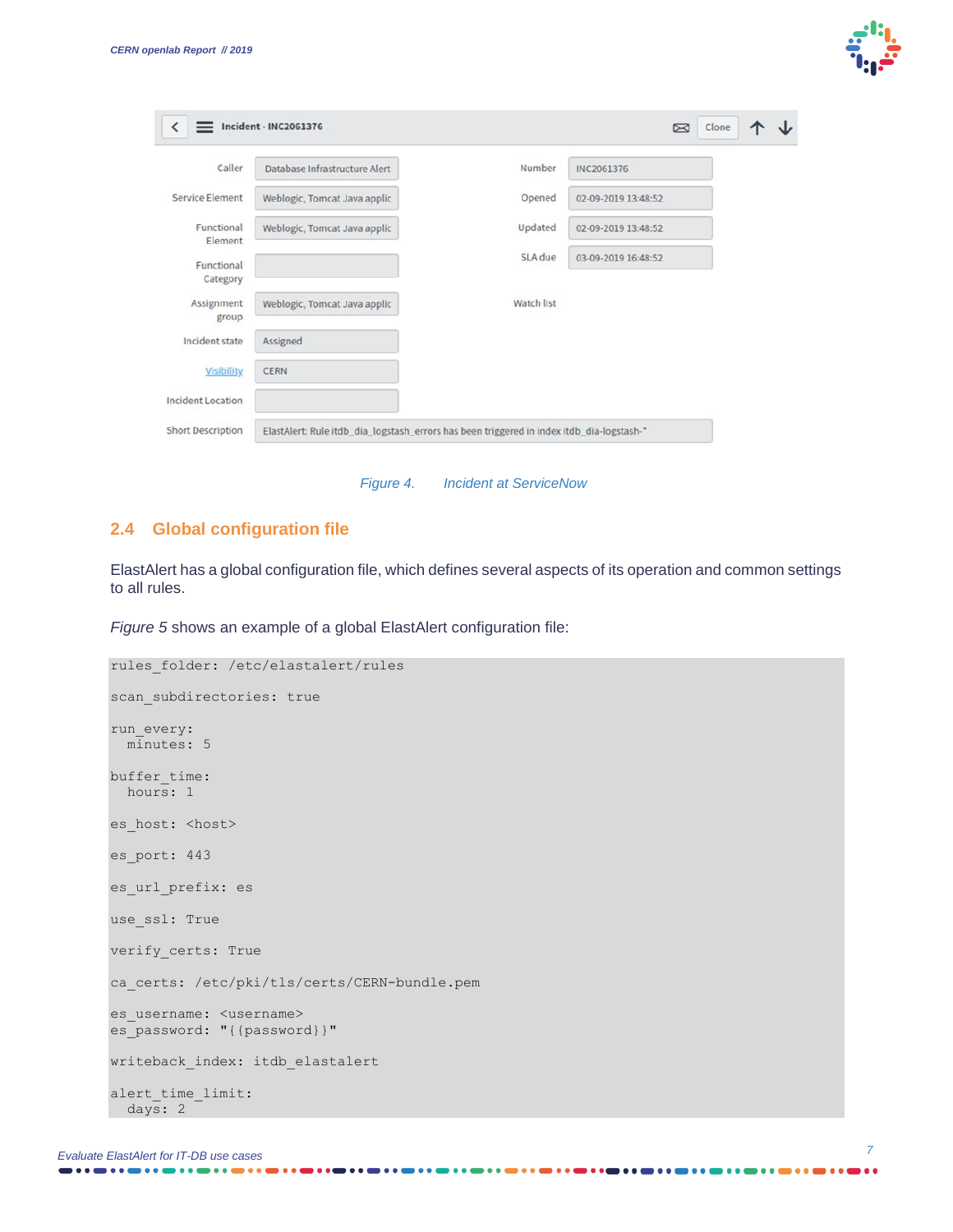Figure 4. Incident at ServiceNow

## 2.4 Global configuration file

ElastAlert has a global configuration file, which defines several aspects of its operation and common settings to all rules.

*Figure 5* shows an example of a global ElastAlert configuration file:

```
rules_folder: /etc/elastalert/rules

scan_subdirectories: true

run_every:
  minutes: 5

buffer_time:
  hours: 1

es_host: <host>

es_port: 443

es_url_prefix: es

use_ssl: True

verify_certs: True

ca_certs: /etc/pki/tls/certs/CERN-bundle.pem

es_username: <username>
es_password: "{{password}}"

writeback_index: itdb_elastalert

alert_time_limit:
  days: 2
```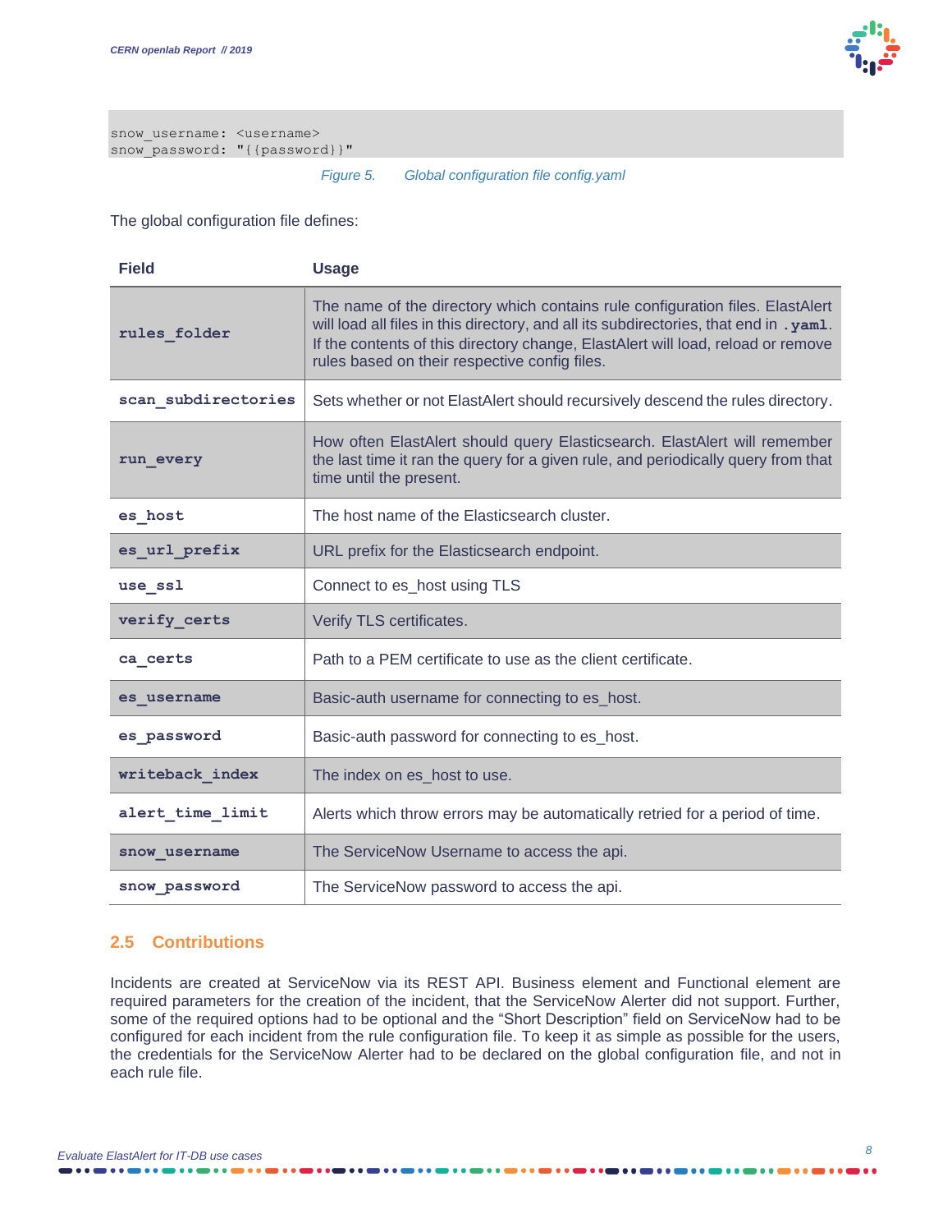```
snow_username: <username>
snow_password: "{{password}}"
```

*Figure 5. Global configuration file config.yaml*

The global configuration file defines:

| Field | Usage |
| --- | --- |
| `rules_folder` | The name of the directory which contains rule configuration files. ElastAlert will load all files in this directory, and all its subdirectories, that end in **`.yaml`**. If the contents of this directory change, ElastAlert will load, reload or remove rules based on their respective config files. |
| `scan_subdirectories` | Sets whether or not ElastAlert should recursively descend the rules directory. |
| `run_every` | How often ElastAlert should query Elasticsearch. ElastAlert will remember the last time it ran the query for a given rule, and periodically query from that time until the present. |
| `es_host` | The host name of the Elasticsearch cluster. |
| `es_url_prefix` | URL prefix for the Elasticsearch endpoint. |
| `use_ssl` | Connect to es_host using TLS |
| `verify_certs` | Verify TLS certificates. |
| `ca_certs` | Path to a PEM certificate to use as the client certificate. |
| `es_username` | Basic-auth username for connecting to es_host. |
| `es_password` | Basic-auth password for connecting to es_host. |
| `writeback_index` | The index on es_host to use. |
| `alert_time_limit` | Alerts which throw errors may be automatically retried for a period of time. |
| `snow_username` | The ServiceNow Username to access the api. |
| `snow_password` | The ServiceNow password to access the api. |

## 2.5 Contributions

Incidents are created at ServiceNow via its REST API. Business element and Functional element are required parameters for the creation of the incident, that the ServiceNow Alerter did not support. Further, some of the required options had to be optional and the "Short Description" field on ServiceNow had to be configured for each incident from the rule configuration file. To keep it as simple as possible for the users, the credentials for the ServiceNow Alerter had to be declared on the global configuration file, and not in each rule file.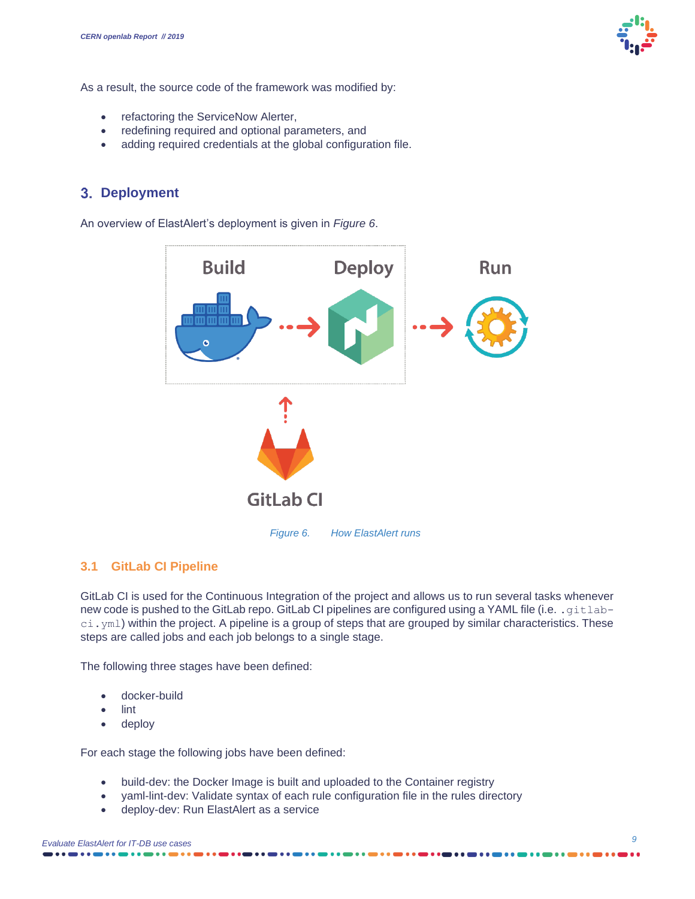As a result, the source code of the framework was modified by:

- refactoring the ServiceNow Alerter,
- redefining required and optional parameters, and
- adding required credentials at the global configuration file.

## 3. Deployment

An overview of ElastAlert's deployment is given in *Figure 6*.

*Figure 6. How ElastAlert runs*

### 3.1 GitLab CI Pipeline

GitLab CI is used for the Continuous Integration of the project and allows us to run several tasks whenever new code is pushed to the GitLab repo. GitLab CI pipelines are configured using a YAML file (i.e. `.gitlab-ci.yml`) within the project. A pipeline is a group of steps that are grouped by similar characteristics. These steps are called jobs and each job belongs to a single stage.

The following three stages have been defined:

- docker-build
- lint
- deploy

For each stage the following jobs have been defined:

- build-dev: the Docker Image is built and uploaded to the Container registry
- yaml-lint-dev: Validate syntax of each rule configuration file in the rules directory
- deploy-dev: Run ElastAlert as a service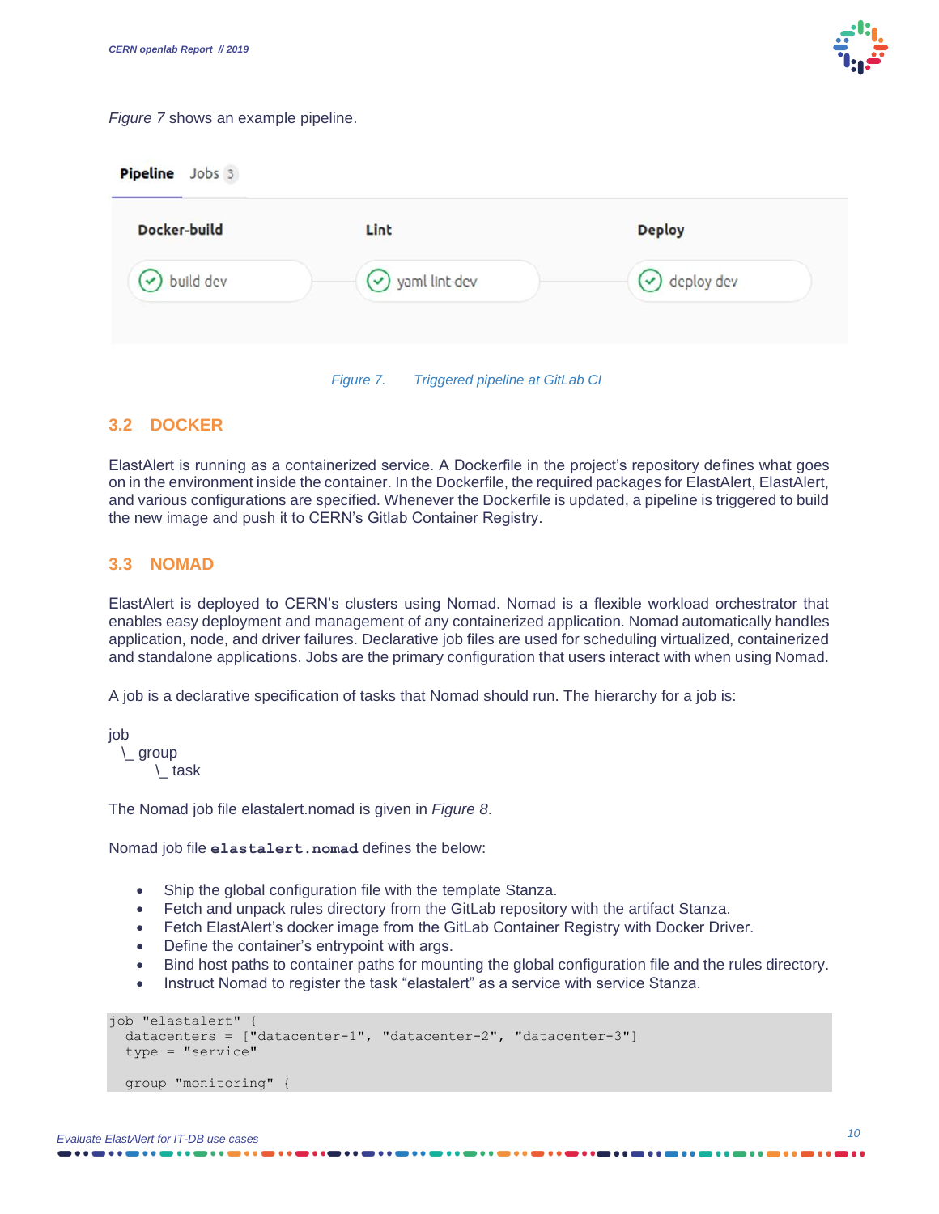*Figure 7* shows an example pipeline.

Pipeline Jobs 3

Docker-build | Lint | Deploy

build-dev | yaml-lint-dev | deploy-dev

*Figure 7. Triggered pipeline at GitLab CI*

## 3.2 DOCKER

ElastAlert is running as a containerized service. A Dockerfile in the project's repository defines what goes on in the environment inside the container. In the Dockerfile, the required packages for ElastAlert, ElastAlert, and various configurations are specified. Whenever the Dockerfile is updated, a pipeline is triggered to build the new image and push it to CERN's Gitlab Container Registry.

## 3.3 NOMAD

ElastAlert is deployed to CERN's clusters using Nomad. Nomad is a flexible workload orchestrator that enables easy deployment and management of any containerized application. Nomad automatically handles application, node, and driver failures. Declarative job files are used for scheduling virtualized, containerized and standalone applications. Jobs are the primary configuration that users interact with when using Nomad.

A job is a declarative specification of tasks that Nomad should run. The hierarchy for a job is:

```
job
  \_ group
        \_ task
```

The Nomad job file elastalert.nomad is given in *Figure 8*.

Nomad job file **`elastalert.nomad`** defines the below:

- Ship the global configuration file with the template Stanza.
- Fetch and unpack rules directory from the GitLab repository with the artifact Stanza.
- Fetch ElastAlert's docker image from the GitLab Container Registry with Docker Driver.
- Define the container's entrypoint with args.
- Bind host paths to container paths for mounting the global configuration file and the rules directory.
- Instruct Nomad to register the task "elastalert" as a service with service Stanza.

```
job "elastalert" {
  datacenters = ["datacenter-1", "datacenter-2", "datacenter-3"]
  type = "service"

  group "monitoring" {
```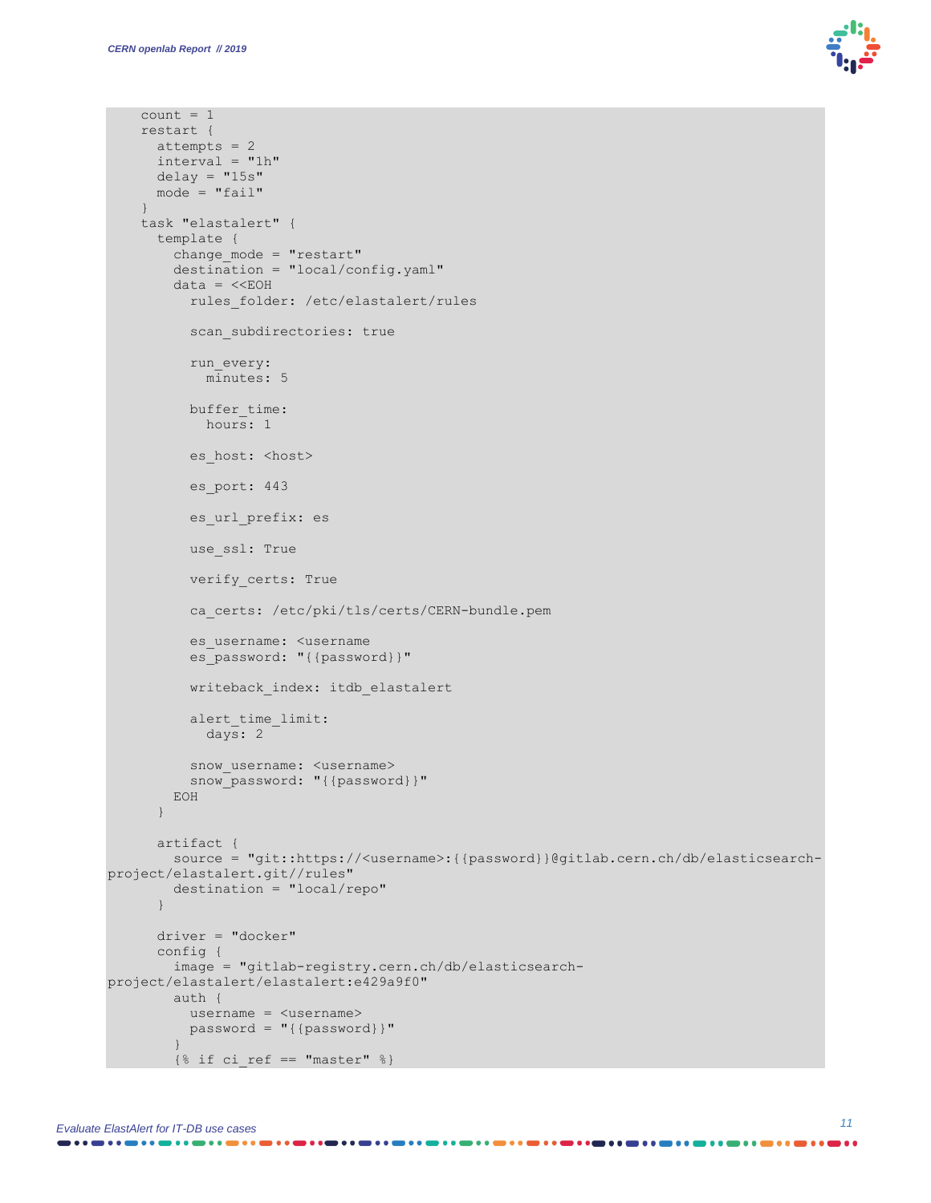```
    count = 1
    restart {
      attempts = 2
      interval = "1h"
      delay = "15s"
      mode = "fail"
    }
    task "elastalert" {
      template {
        change_mode = "restart"
        destination = "local/config.yaml"
        data = <<EOH
          rules_folder: /etc/elastalert/rules

          scan_subdirectories: true

          run_every:
            minutes: 5

          buffer_time:
            hours: 1

          es_host: <host>

          es_port: 443

          es_url_prefix: es

          use_ssl: True

          verify_certs: True

          ca_certs: /etc/pki/tls/certs/CERN-bundle.pem

          es_username: <username
          es_password: "{{password}}"

          writeback_index: itdb_elastalert

          alert_time_limit:
            days: 2

          snow_username: <username>
          snow_password: "{{password}}"
        EOH
      }

      artifact {
        source = "git::https://<username>:{{password}}@gitlab.cern.ch/db/elasticsearch-
project/elastalert.git//rules"
        destination = "local/repo"
      }

      driver = "docker"
      config {
        image = "gitlab-registry.cern.ch/db/elasticsearch-
project/elastalert/elastalert:e429a9f0"
        auth {
          username = <username>
          password = "{{password}}"
        }
        {% if ci_ref == "master" %}
```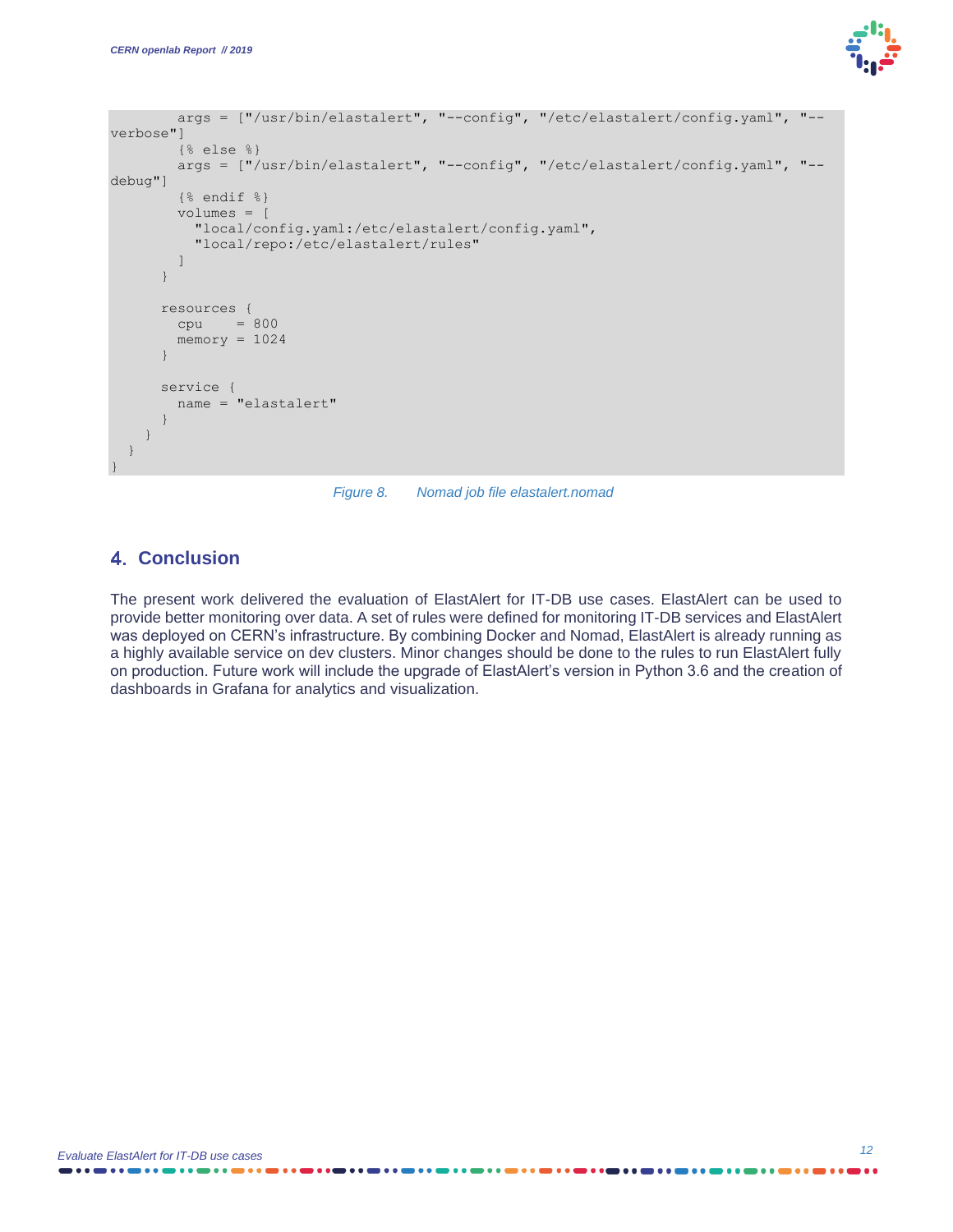```
        args = ["/usr/bin/elastalert", "--config", "/etc/elastalert/config.yaml", "--verbose"]
        {% else %}
        args = ["/usr/bin/elastalert", "--config", "/etc/elastalert/config.yaml", "--debug"]
        {% endif %}
        volumes = [
          "local/config.yaml:/etc/elastalert/config.yaml",
          "local/repo:/etc/elastalert/rules"
        ]
      }

      resources {
        cpu    = 800
        memory = 1024
      }

      service {
        name = "elastalert"
      }
    }
  }
}
```

*Figure 8. Nomad job file elastalert.nomad*

## 4. Conclusion

The present work delivered the evaluation of ElastAlert for IT-DB use cases. ElastAlert can be used to provide better monitoring over data. A set of rules were defined for monitoring IT-DB services and ElastAlert was deployed on CERN's infrastructure. By combining Docker and Nomad, ElastAlert is already running as a highly available service on dev clusters. Minor changes should be done to the rules to run ElastAlert fully on production. Future work will include the upgrade of ElastAlert's version in Python 3.6 and the creation of dashboards in Grafana for analytics and visualization.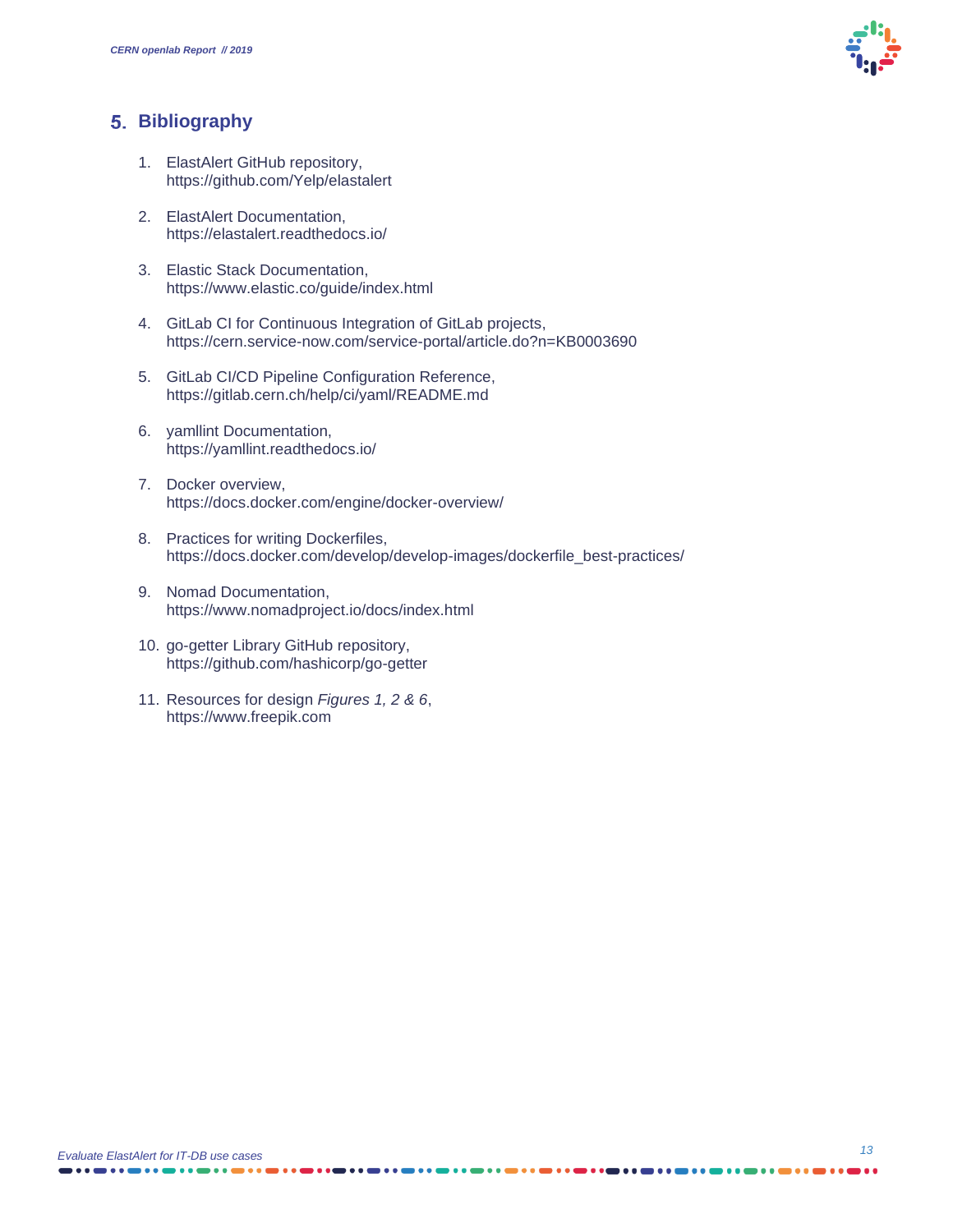## 5. Bibliography

1. ElastAlert GitHub repository,
   https://github.com/Yelp/elastalert

2. ElastAlert Documentation,
   https://elastalert.readthedocs.io/

3. Elastic Stack Documentation,
   https://www.elastic.co/guide/index.html

4. GitLab CI for Continuous Integration of GitLab projects,
   https://cern.service-now.com/service-portal/article.do?n=KB0003690

5. GitLab CI/CD Pipeline Configuration Reference,
   https://gitlab.cern.ch/help/ci/yaml/README.md

6. yamllint Documentation,
   https://yamllint.readthedocs.io/

7. Docker overview,
   https://docs.docker.com/engine/docker-overview/

8. Practices for writing Dockerfiles,
   https://docs.docker.com/develop/develop-images/dockerfile_best-practices/

9. Nomad Documentation,
   https://www.nomadproject.io/docs/index.html

10. go-getter Library GitHub repository,
    https://github.com/hashicorp/go-getter

11. Resources for design *Figures 1, 2 & 6*,
    https://www.freepik.com